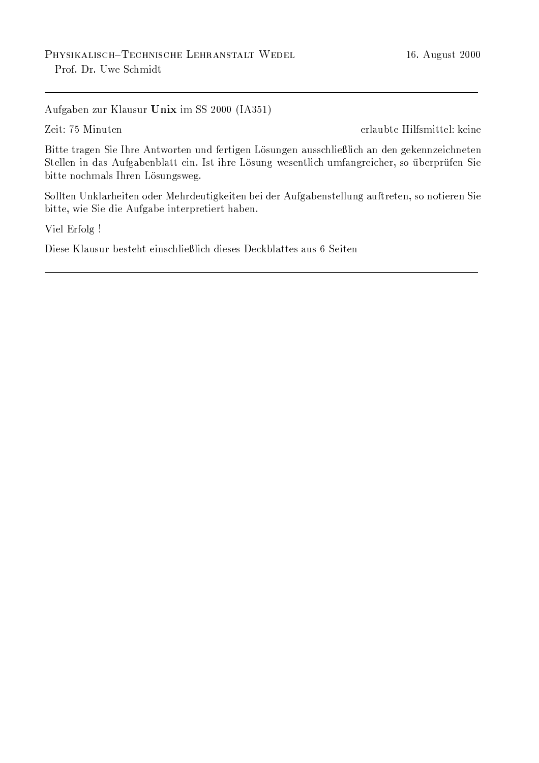Physikalisch–Technische Lehranstalt Wedel 16. August 2000
Prof. Dr. Uwe Schmidt

---

Aufgaben zur Klausur **Unix** im SS 2000 (IA351)

Zeit: 75 Minuten erlaubte Hilfsmittel: keine

Bitte tragen Sie Ihre Antworten und fertigen Lösungen ausschließlich an den gekennzeichneten Stellen in das Aufgabenblatt ein. Ist ihre Lösung wesentlich umfangreicher, so überprüfen Sie bitte nochmals Ihren Lösungsweg.

Sollten Unklarheiten oder Mehrdeutigkeiten bei der Aufgabenstellung auftreten, so notieren Sie bitte, wie Sie die Aufgabe interpretiert haben.

Viel Erfolg !

Diese Klausur besteht einschließlich dieses Deckblattes aus 6 Seiten

---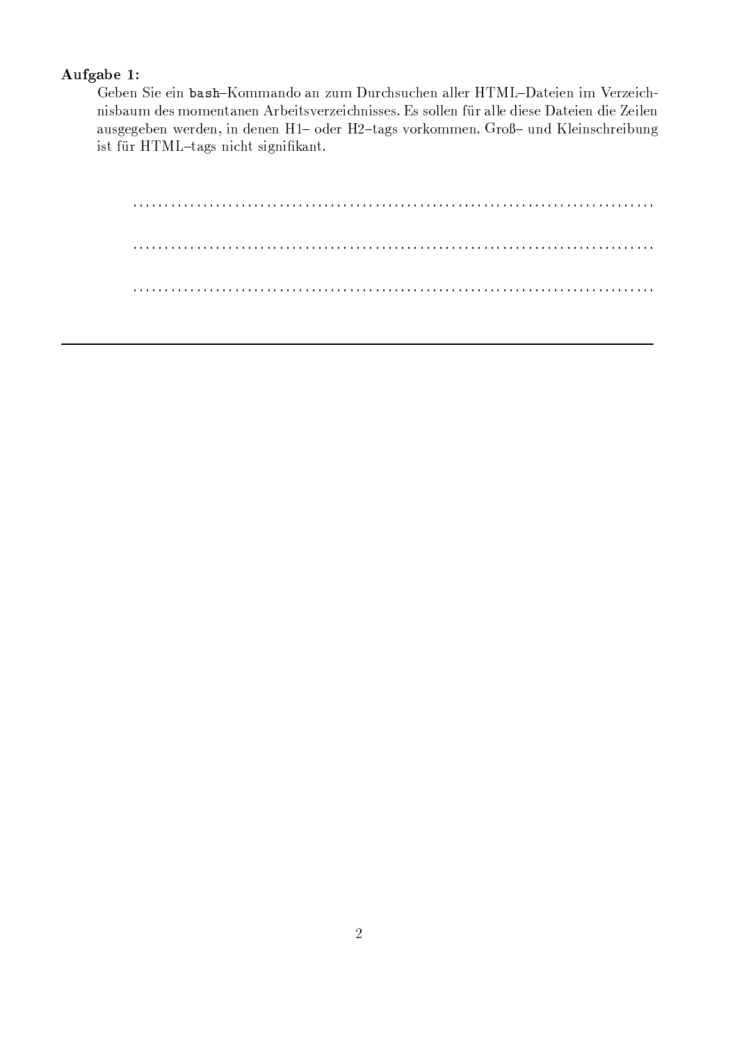**Aufgabe 1:**

Geben Sie ein `bash`–Kommando an zum Durchsuchen aller HTML–Dateien im Verzeichnisbaum des momentanen Arbeitsverzeichnisses. Es sollen für alle diese Dateien die Zeilen ausgegeben werden, in denen H1– oder H2–tags vorkommen. Groß– und Kleinschreibung ist für HTML–tags nicht signifikant.

.............................................................................

.............................................................................

.............................................................................

---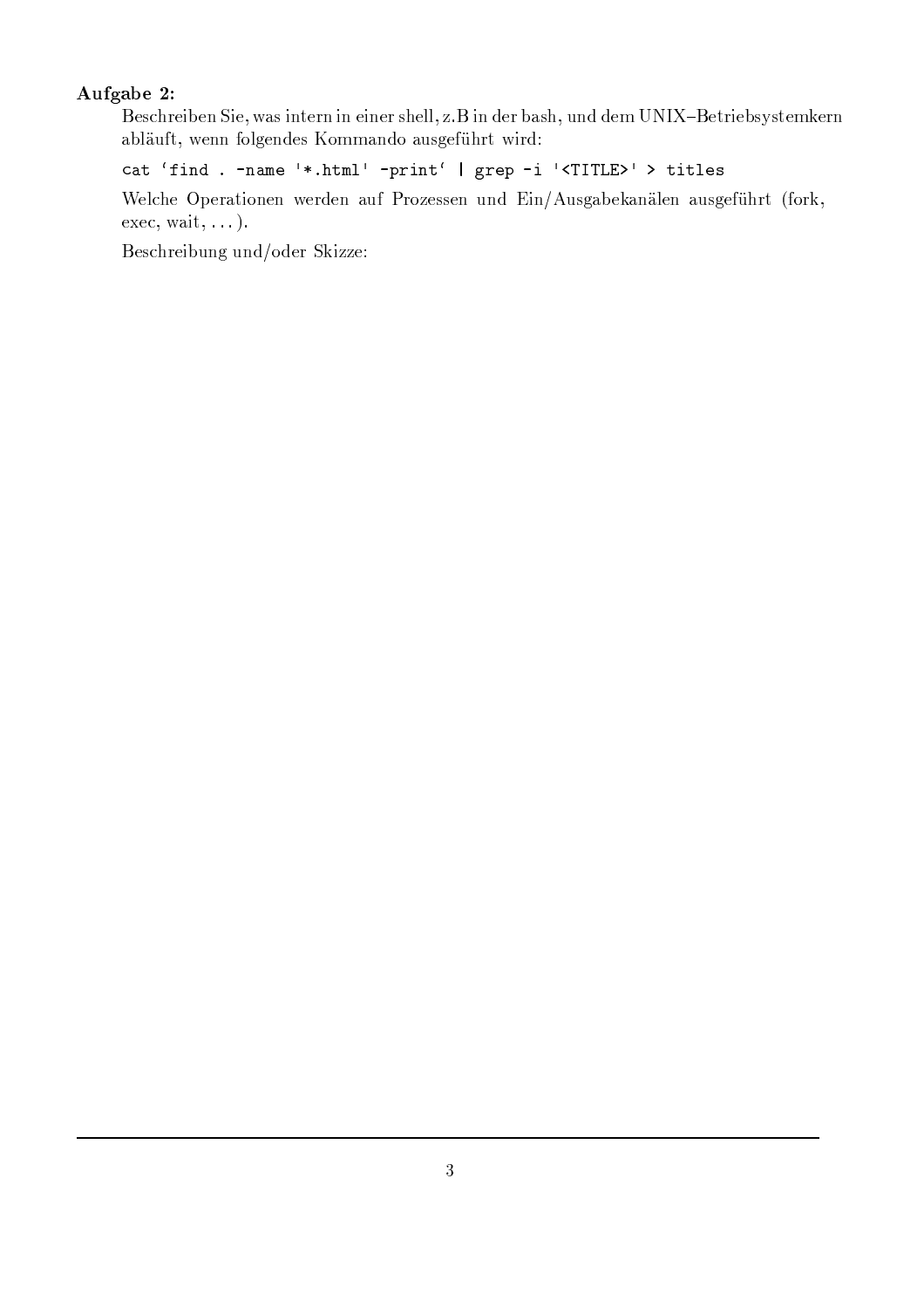**Aufgabe 2:**

Beschreiben Sie, was intern in einer shell, z.B in der bash, und dem UNIX–Betriebsystemkern abläuft, wenn folgendes Kommando ausgeführt wird:

```
cat `find . -name '*.html' -print` | grep -i '<TITLE>' > titles
```

Welche Operationen werden auf Prozessen und Ein/Ausgabekanälen ausgeführt (fork, exec, wait, ...).

Beschreibung und/oder Skizze: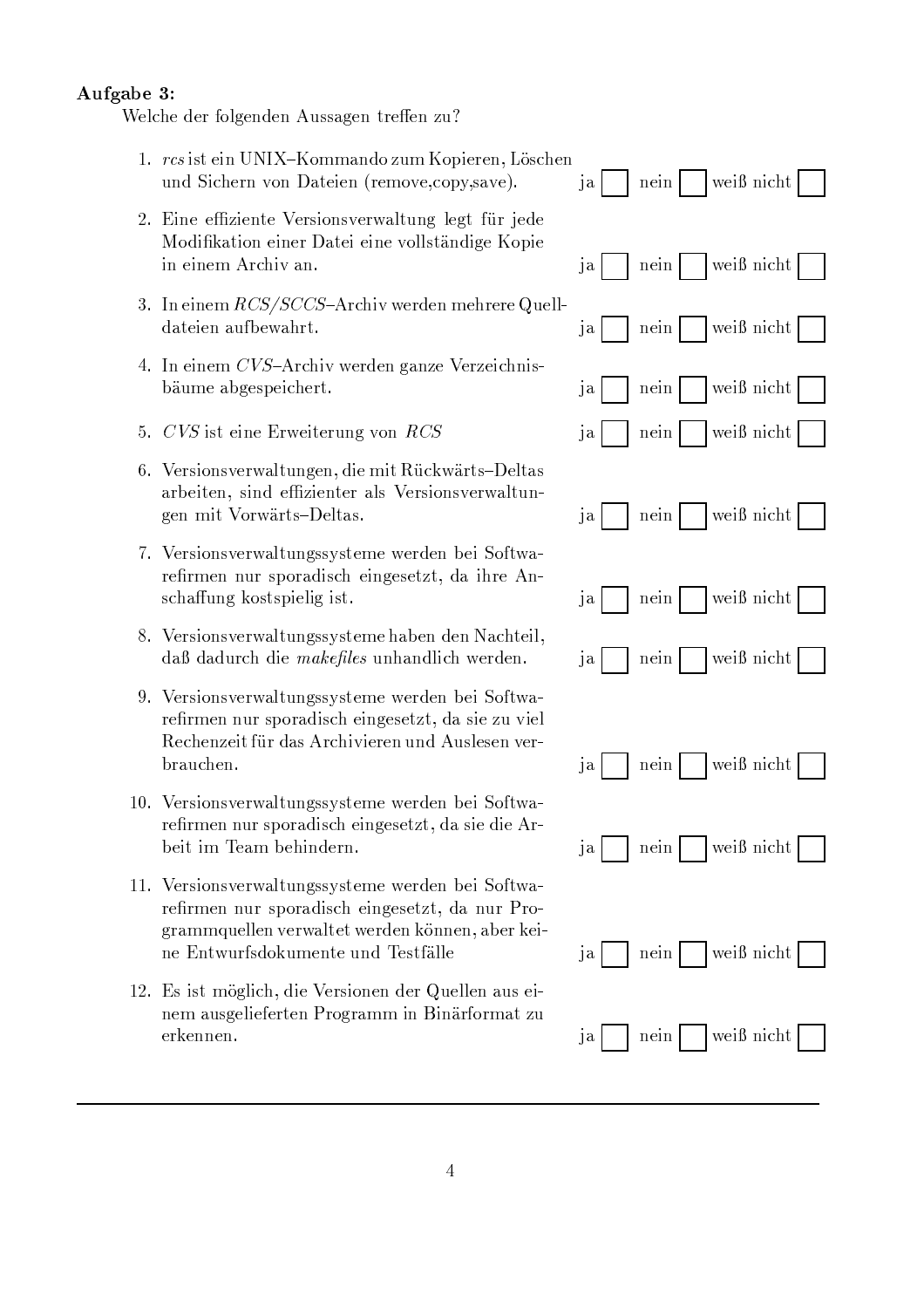**Aufgabe 3:**

Welche der folgenden Aussagen treffen zu?

1. *rcs* ist ein UNIX–Kommando zum Kopieren, Löschen und Sichern von Dateien (remove,copy,save). ja ☐ nein ☐ weiß nicht ☐

2. Eine effiziente Versionsverwaltung legt für jede Modifikation einer Datei eine vollständige Kopie in einem Archiv an. ja ☐ nein ☐ weiß nicht ☐

3. In einem *RCS/SCCS*–Archiv werden mehrere Quelldateien aufbewahrt. ja ☐ nein ☐ weiß nicht ☐

4. In einem *CVS*–Archiv werden ganze Verzeichnisbäume abgespeichert. ja ☐ nein ☐ weiß nicht ☐

5. *CVS* ist eine Erweiterung von *RCS* ja ☐ nein ☐ weiß nicht ☐

6. Versionsverwaltungen, die mit Rückwärts–Deltas arbeiten, sind effizienter als Versionsverwaltungen mit Vorwärts–Deltas. ja ☐ nein ☐ weiß nicht ☐

7. Versionsverwaltungssysteme werden bei Softwarefirmen nur sporadisch eingesetzt, da ihre Anschaffung kostspielig ist. ja ☐ nein ☐ weiß nicht ☐

8. Versionsverwaltungssysteme haben den Nachteil, daß dadurch die *makefiles* unhandlich werden. ja ☐ nein ☐ weiß nicht ☐

9. Versionsverwaltungssysteme werden bei Softwarefirmen nur sporadisch eingesetzt, da sie zu viel Rechenzeit für das Archivieren und Auslesen verbrauchen. ja ☐ nein ☐ weiß nicht ☐

10. Versionsverwaltungssysteme werden bei Softwarefirmen nur sporadisch eingesetzt, da sie die Arbeit im Team behindern. ja ☐ nein ☐ weiß nicht ☐

11. Versionsverwaltungssysteme werden bei Softwarefirmen nur sporadisch eingesetzt, da nur Programmquellen verwaltet werden können, aber keine Entwurfsdokumente und Testfälle ja ☐ nein ☐ weiß nicht ☐

12. Es ist möglich, die Versionen der Quellen aus einem ausgelieferten Programm in Binärformat zu erkennen. ja ☐ nein ☐ weiß nicht ☐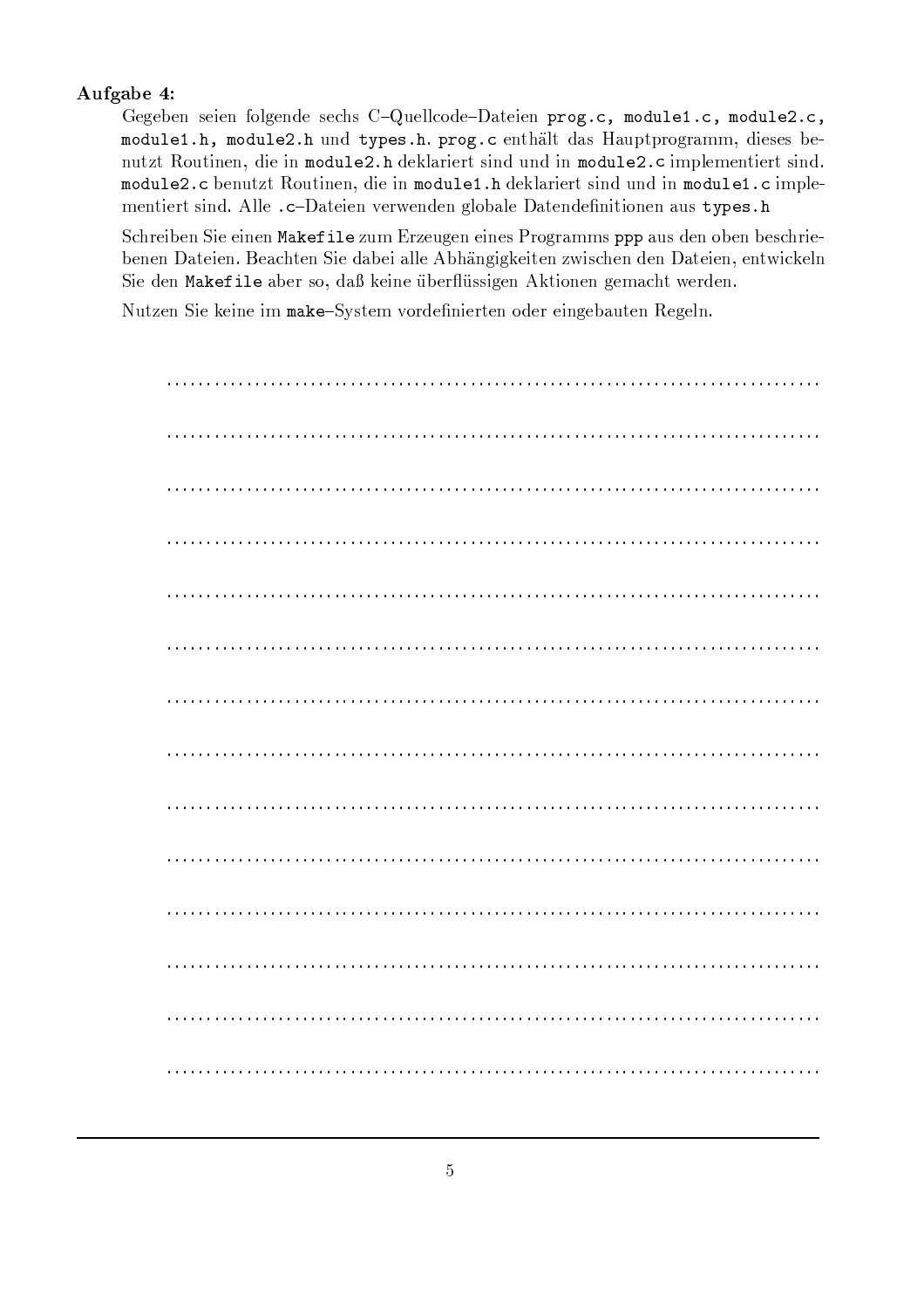**Aufgabe 4:**

Gegeben seien folgende sechs C–Quellcode–Dateien `prog.c, module1.c, module2.c, module1.h, module2.h` und `types.h`. `prog.c` enthält das Hauptprogramm, dieses benutzt Routinen, die in `module2.h` deklariert sind und in `module2.c` implementiert sind. `module2.c` benutzt Routinen, die in `module1.h` deklariert sind und in `module1.c` implementiert sind. Alle `.c`–Dateien verwenden globale Datendefinitionen aus `types.h`

Schreiben Sie einen `Makefile` zum Erzeugen eines Programms `ppp` aus den oben beschriebenen Dateien. Beachten Sie dabei alle Abhängigkeiten zwischen den Dateien, entwickeln Sie den `Makefile` aber so, daß keine überflüssigen Aktionen gemacht werden.

Nutzen Sie keine im `make`–System vordefinierten oder eingebauten Regeln.

..............................................................................

..............................................................................

..............................................................................

..............................................................................

..............................................................................

..............................................................................

..............................................................................

..............................................................................

..............................................................................

..............................................................................

..............................................................................

..............................................................................

..............................................................................

..............................................................................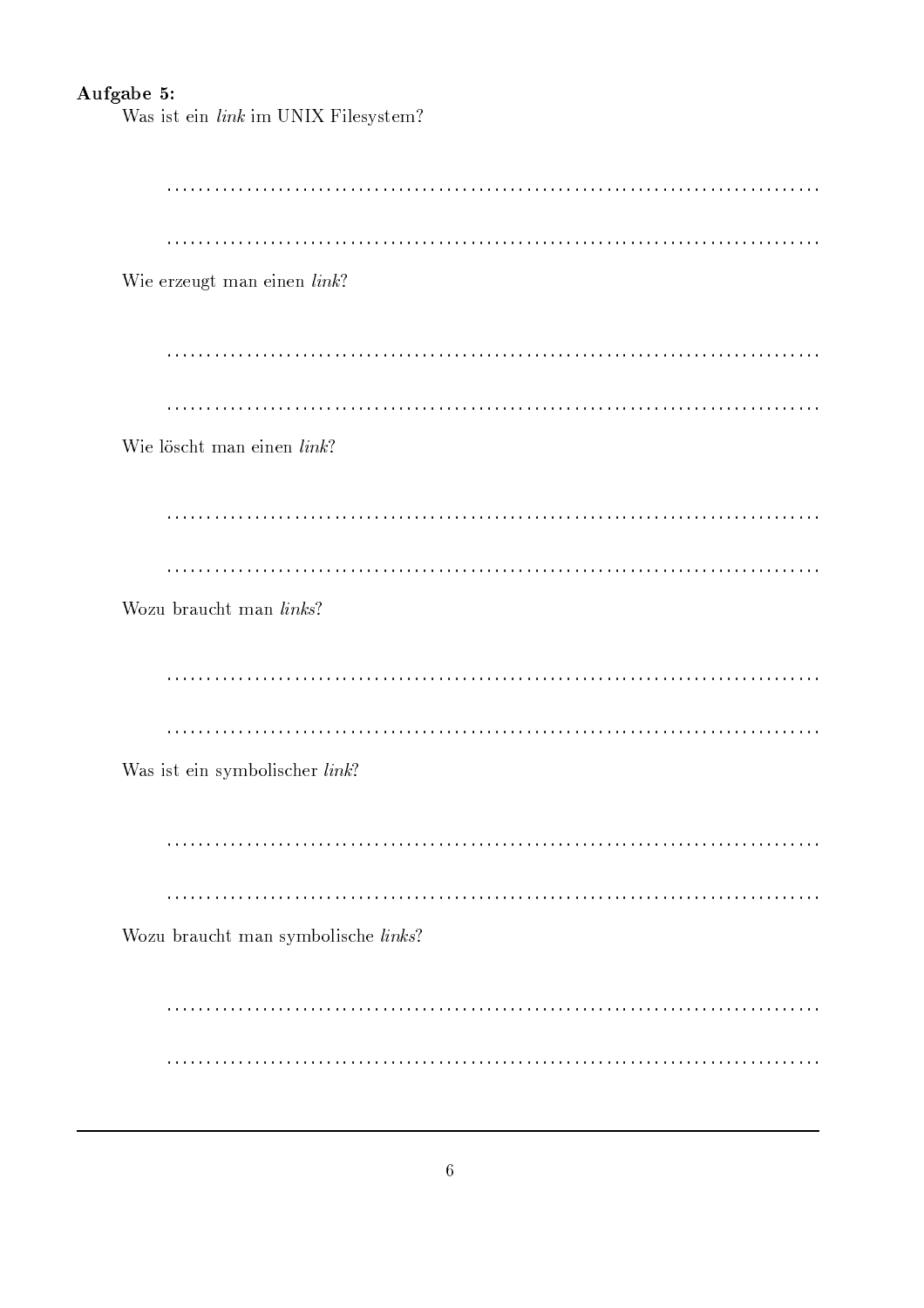**Aufgabe 5:**

Was ist ein *link* im UNIX Filesystem?

. . . . . . . . . . . . . . . . . . . . . . . . . . . . . . . . . . . . . . . . . . . . . . . . . . . . . . . . . . . . . . . . . . . . . . . . . . . . . . . . . .

. . . . . . . . . . . . . . . . . . . . . . . . . . . . . . . . . . . . . . . . . . . . . . . . . . . . . . . . . . . . . . . . . . . . . . . . . . . . . . . . . .

Wie erzeugt man einen *link*?

. . . . . . . . . . . . . . . . . . . . . . . . . . . . . . . . . . . . . . . . . . . . . . . . . . . . . . . . . . . . . . . . . . . . . . . . . . . . . . . . . .

. . . . . . . . . . . . . . . . . . . . . . . . . . . . . . . . . . . . . . . . . . . . . . . . . . . . . . . . . . . . . . . . . . . . . . . . . . . . . . . . . .

Wie löscht man einen *link*?

. . . . . . . . . . . . . . . . . . . . . . . . . . . . . . . . . . . . . . . . . . . . . . . . . . . . . . . . . . . . . . . . . . . . . . . . . . . . . . . . . .

. . . . . . . . . . . . . . . . . . . . . . . . . . . . . . . . . . . . . . . . . . . . . . . . . . . . . . . . . . . . . . . . . . . . . . . . . . . . . . . . . .

Wozu braucht man *links*?

. . . . . . . . . . . . . . . . . . . . . . . . . . . . . . . . . . . . . . . . . . . . . . . . . . . . . . . . . . . . . . . . . . . . . . . . . . . . . . . . . .

. . . . . . . . . . . . . . . . . . . . . . . . . . . . . . . . . . . . . . . . . . . . . . . . . . . . . . . . . . . . . . . . . . . . . . . . . . . . . . . . . .

Was ist ein symbolischer *link*?

. . . . . . . . . . . . . . . . . . . . . . . . . . . . . . . . . . . . . . . . . . . . . . . . . . . . . . . . . . . . . . . . . . . . . . . . . . . . . . . . . .

. . . . . . . . . . . . . . . . . . . . . . . . . . . . . . . . . . . . . . . . . . . . . . . . . . . . . . . . . . . . . . . . . . . . . . . . . . . . . . . . . .

Wozu braucht man symbolische *links*?

. . . . . . . . . . . . . . . . . . . . . . . . . . . . . . . . . . . . . . . . . . . . . . . . . . . . . . . . . . . . . . . . . . . . . . . . . . . . . . . . . .

. . . . . . . . . . . . . . . . . . . . . . . . . . . . . . . . . . . . . . . . . . . . . . . . . . . . . . . . . . . . . . . . . . . . . . . . . . . . . . . . . .